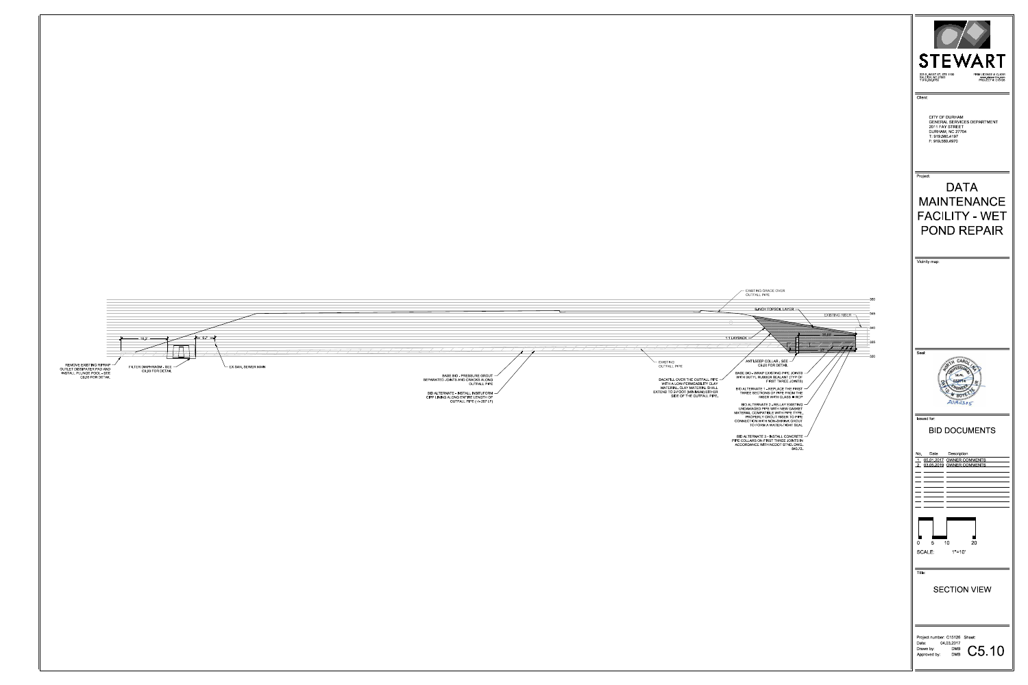EXISTING GRADE OVER OUTFALL PIPE

3-INCH TOPSOIL LAYER

EXISTING RISER

1:1 LAYBACK

350

345

340

335

330

16.2'

9.7'

REMOVE EXISTING RIPRAP OUTLET DISSIPATER PAD AND INSTALL PLUNGE POOL - SEE C6.20 FOR DETAIL

FILTER DIAPHRAGM - SEE C6.20 FOR DETAIL

EX SAN. SEWER MAIN

BASE BID - PRESSURE GROUT SEPARATED JOINTS AND CRACKS ALONG OUTFALL PIPE

BID ALTERNATE - INSTALL INSITUFORM CIPP LINING ALONG ENTIRE LENGTH OF OUTFALL PIPE (+/-257 LF)

EXISTING OUTFALL PIPE

BACKFILL OVER THE OUTFALL PIPE WITH A LOW-PERMEABILITY CLAY MATERIAL. CLAY MATERIAL SHALL EXTEND TO 2-FOOT (MINIMUM) EITHER SIDE OF THE OUTFALL PIPE.

ANTISEEP COLLAR - SEE C6.20 FOR DETAIL

BASE BID - WRAP EXISTING PIPE JOINTS WITH BUTYL RUBBER SEALANT (TYP OF FIRST THREE JOINTS)

BID ALTERNATE 1 - REPLACE THE FIRST THREE SECTIONS OF PIPE FROM THE RISER WITH CLASS III RCP

BID ALTERNATE 2 - RE-LAY EXISTING UNDAMAGED PIPE WITH NEW GASKET MATERIAL COMPATIBLE WITH PIPE TYPE. PROPERLY GROUT RISER TO PIPE CONNECTION WITH NON-SHRINK GROUT TO FORM A WATER-TIGHT SEAL

BID ALTERNATE 3 - INSTALL CONCRETE PIPE COLLARS ON FIRST THREE JOINTS IN ACCORDANCE WITH NCDOT STND. DWG. 840.72.

**STEWART**

223 S. WEST ST., STE 1100
RALEIGH, NC 27603
T 919.380.8750

FIRM LICENSE #: C-1051
www.stewartinc.com
PROJECT #: C15126

Client:

CITY OF DURHAM
GENERAL SERVICES DEPARTMENT
2011 FAY STREET
DURHAM, NC 27704
T: 919.560.4197
F: 919.560.4970

Project:

# DATA MAINTENANCE FACILITY - WET POND REPAIR

Vicinity map:

Seal:

NORTH CAROLINA PROFESSIONAL ENGINEER SEAL 032714 DAVID M BOYETTE

20190305

Issued for:

## BID DOCUMENTS

| No. | Date | Description |
|---|---|---|
| 1 | 05.01.2017 | OWNER COMMENTS |
| 2 | 03.05.2019 | OWNER COMMENTS |

0 5 10 20

SCALE: 1"=10'

Title:

## SECTION VIEW

Project number: C15126
Date: 04.03.2017
Drawn by: DMB
Approved by: DMB

Sheet: C5.10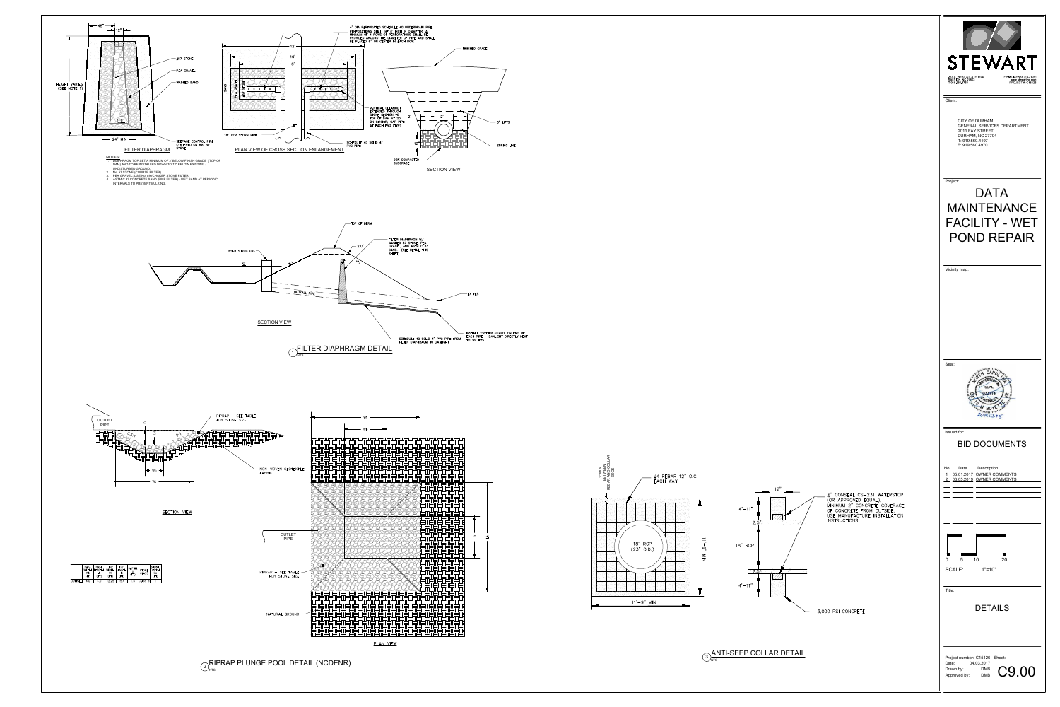## FILTER DIAPHRAGM

48" | 12"

#57 STONE

PEA GRAVEL

WASHED SAND

HEIGHT VARIES (SEE NOTE 1)

24" MIN

SEEPAGE CONTROL PIPE ENCASED ON No. 57 STONE

NOTES

1. DIAPHRAGM TOP SET A MINIMUM OF 2' BELOW FINISH GRADE (TOP OF DAM) AND TO BE INSTALLED DOWN TO 12" BELOW EXISTING / UNDISTURBED GROUND.
2. No. 57 STONE (COURSE FILTER)
3. PEA GRAVEL, USE No. 89 (CHOKER STONE FILTER)
4. ASTM C 33 CONCRETE SAND (FINE FILTER) - WET SAND AT PERIODIC INTERVALS TO PREVENT BULKING.

## PLAN VIEW OF CROSS SECTION ENLARGEMENT

4" DIA PERFORATED SCHEDULE 40 UNDERDRAIN PIPE. PERFORATIONS SHALL BE ½" INCH IN DIAMETER. A MINIMUM OF 4 ROWS OF PERFORATIONS SHALL BE PROVIDED AROUND THE DIAMETER OF PIPE AND SHALL BE PLACED 6" ON CENTER IN EACH ROW.

12' | 10' | 8'

SAND | PEA GRAVEL | #57 STONE

VERTICAL CLEANOUT EXTENDED THROUGH STONE SECTION TO TOP OF DAM AT 20' ON CENTER. CAP PIPE AT EACH END (TYP)

18" RCP STORM PIPE

SCHEDULE 40 SOLID 4" PVC PIPE

## SECTION VIEW

FINISHED GRADE

2' | 2'

6" LIFTS

SPRING LINE

12"

95% COMPACTED SUBGRADE

## SECTION VIEW

TOP OF BERM

2.0'

FILTER DIAPHRAGM W/ WASHED #57 STONE, PEA GRAVEL, AND ASTM C 33 SAND. (SEE DETAIL THIS SHEET)

RISER STRUCTURE

OUTFALL PIPE

EX PER

SCHEDULE 40 SOLID 4" PVC PIPE FROM FILTER DIAPHRAGM TO DAYLIGHT

INSTALL "CRITTER GUARD" ON END OF EACH PIPE - DAYLIGHT DIRECTLY NEXT TO 18" PIPE

### 1 FILTER DIAPHRAGM DETAIL
NTS

## SECTION VIEW

OUTLET PIPE

RIPRAP - SEE TABLE FOR STONE SIZE

3:1 | 2:1

W2 | W1

## PLAN VIEW

NON-WOVEN GEOTEXTILE FABRIC

OUTLET PIPE

RIPRAP - SEE TABLE FOR STONE SIZE

NATURAL GROUND

L1 | L2

### 2 RIPRAP PLUNGE POOL DETAIL (NCDENR)
NTS

## ANTI-SEEP COLLAR DETAIL

2" MIN. BETWEEN REBAR AND COLLAR EDGE

#4 REBAR 12" O.C. EACH WAY

18" RCP (23" O.D.)

11'-9" MIN

11'-9" MIN

12"

4'-11"

2.5"

18" RCP

⅜" CONSEAL CS-231 WATERSTOP (OR APPROVED EQUAL). MINIMUM 2" CONCRETE COVERAGE OF CONCRETE FROM OUTSIDE. USE MANUFACTURE INSTALLATION INSTRUCTIONS

3,000 PSI CONCRETE

### 3 ANTI-SEEP COLLAR DETAIL
NTS

---

**STEWART**

Client:

CITY OF DURHAM
GENERAL SERVICES DEPARTMENT
2011 FAY STREET
DURHAM, NC 27704
T: 919.560.4197
F: 919.560.4970

Project:

# DATA MAINTENANCE FACILITY - WET POND REPAIR

Vicinity map:

Seal:

Issued for:

## BID DOCUMENTS

| No. | Date | Description |
|---|---|---|
| 1 | 05.01.2017 | OWNER COMMENTS |
| 2 | 03.05.2018 | OWNER COMMENTS |

0 5 10 20

SCALE: 1"=10'

Title:

## DETAILS

Project number: C15126
Date: 04.03.2017
Drawn by: DMB
Approved by: DMB

Sheet: C9.00